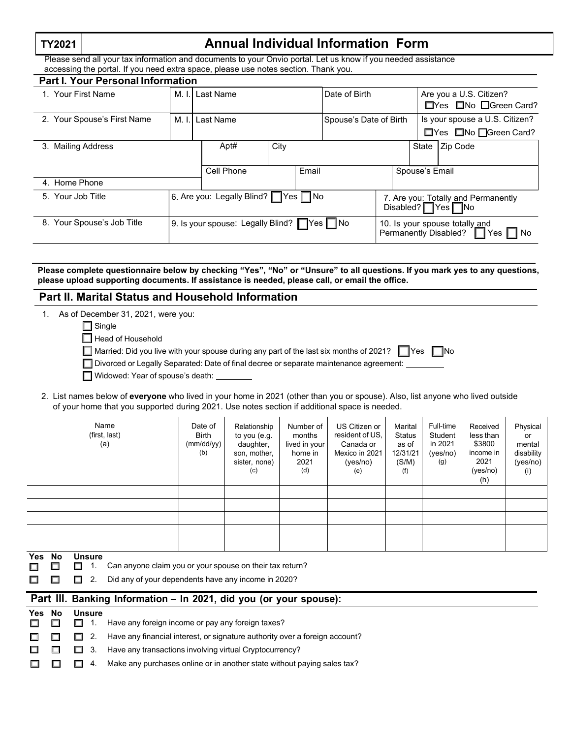| TY2021 | Annual Individual Information Form |
|---|---|

Please send all your tax information and documents to your Onvio portal. Let us know if you needed assistance accessing the portal. If you need extra space, please use notes section. Thank you.

## Part I. Your Personal Information

| | | | | | | | |
|---|---|---|---|---|---|---|---|
| 1. Your First Name | M. I. | Last Name | | Date of Birth | | Are you a U.S. Citizen? ☐Yes ☐No ☐Green Card? | |
| 2. Your Spouse's First Name | M. I. | Last Name | | Spouse's Date of Birth | | Is your spouse a U.S. Citizen? ☐Yes ☐No ☐Green Card? | |
| 3. Mailing Address | | Apt# | City | | | State | Zip Code |
| | | Cell Phone | | Email | | Spouse's Email | |
| 4. Home Phone | | | | | | | |
| 5. Your Job Title | 6. Are you: Legally Blind? ☐Yes ☐No | | | | 7. Are you: Totally and Permanently Disabled? ☐Yes ☐No | | |
| 8. Your Spouse's Job Title | 9. Is your spouse: Legally Blind? ☐Yes ☐No | | | | 10. Is your spouse totally and Permanently Disabled? ☐ Yes ☐ No | | |

**Please complete questionnaire below by checking "Yes", "No" or "Unsure" to all questions. If you mark yes to any questions, please upload supporting documents. If assistance is needed, please call, or email the office.**

## Part II. Marital Status and Household Information

1. As of December 31, 2021, were you:
   - ☐ Single
   - ☐ Head of Household
   - ☐ Married: Did you live with your spouse during any part of the last six months of 2021? ☐Yes ☐No
   - ☐ Divorced or Legally Separated: Date of final decree or separate maintenance agreement: ________
   - ☐ Widowed: Year of spouse's death: ________

2. List names below of **everyone** who lived in your home in 2021 (other than you or spouse). Also, list anyone who lived outside of your home that you supported during 2021. Use notes section if additional space is needed.

| Name (first, last) (a) | Date of Birth (mm/dd/yy) (b) | Relationship to you (e.g. daughter, son, mother, sister, none) (c) | Number of months lived in your home in 2021 (d) | US Citizen or resident of US, Canada or Mexico in 2021 (yes/no) (e) | Marital Status as of 12/31/21 (S/M) (f) | Full-time Student in 2021 (yes/no) (g) | Received less than $3800 income in 2021 (yes/no) (h) | Physical or mental disability (yes/no) (i) |
|---|---|---|---|---|---|---|---|---|
| | | | | | | | | |
| | | | | | | | | |
| | | | | | | | | |
| | | | | | | | | |
| | | | | | | | | |

| Yes | No | Unsure | | |
|---|---|---|---|---|
| ☐ | ☐ | ☐ | 1. | Can anyone claim you or your spouse on their tax return? |
| ☐ | ☐ | ☐ | 2. | Did any of your dependents have any income in 2020? |

## Part III. Banking Information – In 2021, did you (or your spouse):

| Yes | No | Unsure | | |
|---|---|---|---|---|
| ☐ | ☐ | ☐ | 1. | Have any foreign income or pay any foreign taxes? |
| ☐ | ☐ | ☐ | 2. | Have any financial interest, or signature authority over a foreign account? |
| ☐ | ☐ | ☐ | 3. | Have any transactions involving virtual Cryptocurrency? |
| ☐ | ☐ | ☐ | 4. | Make any purchases online or in another state without paying sales tax? |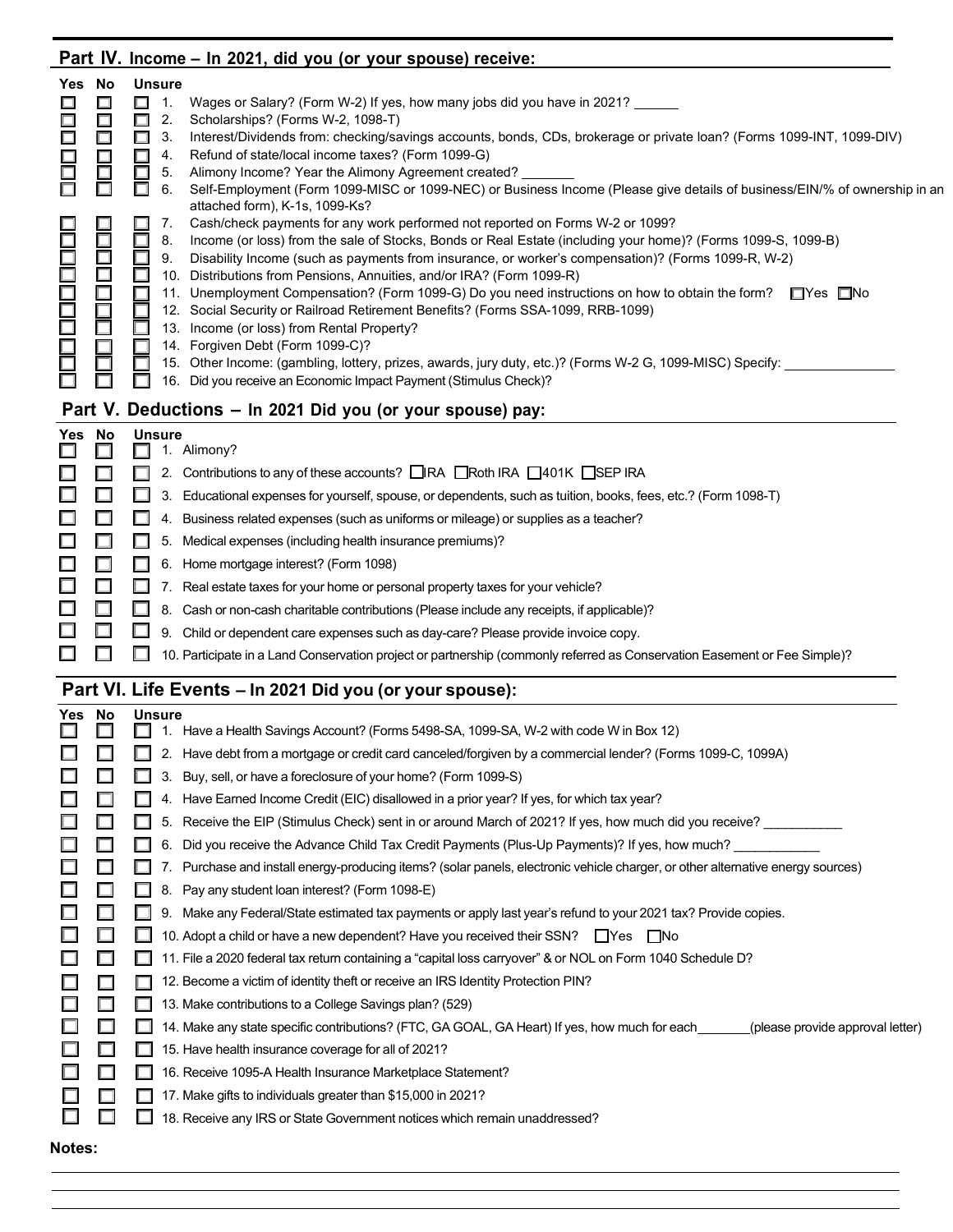## Part IV. Income – In 2021, did you (or your spouse) receive:

| Yes | No | Unsure | |
|---|---|---|---|
| ☐ | ☐ | ☐ | 1. Wages or Salary? (Form W-2) If yes, how many jobs did you have in 2021? ______ |
| ☐ | ☐ | ☐ | 2. Scholarships? (Forms W-2, 1098-T) |
| ☐ | ☐ | ☐ | 3. Interest/Dividends from: checking/savings accounts, bonds, CDs, brokerage or private loan? (Forms 1099-INT, 1099-DIV) |
| ☐ | ☐ | ☐ | 4. Refund of state/local income taxes? (Form 1099-G) |
| ☐ | ☐ | ☐ | 5. Alimony Income? Year the Alimony Agreement created? _______ |
| ☐ | ☐ | ☐ | 6. Self-Employment (Form 1099-MISC or 1099-NEC) or Business Income (Please give details of business/EIN/% of ownership in an attached form), K-1s, 1099-Ks? |
| ☐ | ☐ | ☐ | 7. Cash/check payments for any work performed not reported on Forms W-2 or 1099? |
| ☐ | ☐ | ☐ | 8. Income (or loss) from the sale of Stocks, Bonds or Real Estate (including your home)? (Forms 1099-S, 1099-B) |
| ☐ | ☐ | ☐ | 9. Disability Income (such as payments from insurance, or worker's compensation)? (Forms 1099-R, W-2) |
| ☐ | ☐ | ☐ | 10. Distributions from Pensions, Annuities, and/or IRA? (Form 1099-R) |
| ☐ | ☐ | ☐ | 11. Unemployment Compensation? (Form 1099-G) Do you need instructions on how to obtain the form? ☐Yes ☐No |
| ☐ | ☐ | ☐ | 12. Social Security or Railroad Retirement Benefits? (Forms SSA-1099, RRB-1099) |
| ☐ | ☐ | ☐ | 13. Income (or loss) from Rental Property? |
| ☐ | ☐ | ☐ | 14. Forgiven Debt (Form 1099-C)? |
| ☐ | ☐ | ☐ | 15. Other Income: (gambling, lottery, prizes, awards, jury duty, etc.)? (Forms W-2 G, 1099-MISC) Specify: _______________ |
| ☐ | ☐ | ☐ | 16. Did you receive an Economic Impact Payment (Stimulus Check)? |

## Part V. Deductions – In 2021 Did you (or your spouse) pay:

| Yes | No | Unsure | |
|---|---|---|---|
| ☐ | ☐ | ☐ | 1. Alimony? |
| ☐ | ☐ | ☐ | 2. Contributions to any of these accounts? ☐IRA ☐Roth IRA ☐401K ☐SEP IRA |
| ☐ | ☐ | ☐ | 3. Educational expenses for yourself, spouse, or dependents, such as tuition, books, fees, etc.? (Form 1098-T) |
| ☐ | ☐ | ☐ | 4. Business related expenses (such as uniforms or mileage) or supplies as a teacher? |
| ☐ | ☐ | ☐ | 5. Medical expenses (including health insurance premiums)? |
| ☐ | ☐ | ☐ | 6. Home mortgage interest? (Form 1098) |
| ☐ | ☐ | ☐ | 7. Real estate taxes for your home or personal property taxes for your vehicle? |
| ☐ | ☐ | ☐ | 8. Cash or non-cash charitable contributions (Please include any receipts, if applicable)? |
| ☐ | ☐ | ☐ | 9. Child or dependent care expenses such as day-care? Please provide invoice copy. |
| ☐ | ☐ | ☐ | 10. Participate in a Land Conservation project or partnership (commonly referred as Conservation Easement or Fee Simple)? |

## Part VI. Life Events – In 2021 Did you (or your spouse):

| Yes | No | Unsure | |
|---|---|---|---|
| ☐ | ☐ | ☐ | 1. Have a Health Savings Account? (Forms 5498-SA, 1099-SA, W-2 with code W in Box 12) |
| ☐ | ☐ | ☐ | 2. Have debt from a mortgage or credit card canceled/forgiven by a commercial lender? (Forms 1099-C, 1099A) |
| ☐ | ☐ | ☐ | 3. Buy, sell, or have a foreclosure of your home? (Form 1099-S) |
| ☐ | ☐ | ☐ | 4. Have Earned Income Credit (EIC) disallowed in a prior year? If yes, for which tax year? |
| ☐ | ☐ | ☐ | 5. Receive the EIP (Stimulus Check) sent in or around March of 2021? If yes, how much did you receive? ___________ |
| ☐ | ☐ | ☐ | 6. Did you receive the Advance Child Tax Credit Payments (Plus-Up Payments)? If yes, how much? ____________ |
| ☐ | ☐ | ☐ | 7. Purchase and install energy-producing items? (solar panels, electronic vehicle charger, or other alternative energy sources) |
| ☐ | ☐ | ☐ | 8. Pay any student loan interest? (Form 1098-E) |
| ☐ | ☐ | ☐ | 9. Make any Federal/State estimated tax payments or apply last year's refund to your 2021 tax? Provide copies. |
| ☐ | ☐ | ☐ | 10. Adopt a child or have a new dependent? Have you received their SSN? ☐Yes ☐No |
| ☐ | ☐ | ☐ | 11. File a 2020 federal tax return containing a "capital loss carryover" & or NOL on Form 1040 Schedule D? |
| ☐ | ☐ | ☐ | 12. Become a victim of identity theft or receive an IRS Identity Protection PIN? |
| ☐ | ☐ | ☐ | 13. Make contributions to a College Savings plan? (529) |
| ☐ | ☐ | ☐ | 14. Make any state specific contributions? (FTC, GA GOAL, GA Heart) If yes, how much for each_______(please provide approval letter) |
| ☐ | ☐ | ☐ | 15. Have health insurance coverage for all of 2021? |
| ☐ | ☐ | ☐ | 16. Receive 1095-A Health Insurance Marketplace Statement? |
| ☐ | ☐ | ☐ | 17. Make gifts to individuals greater than $15,000 in 2021? |
| ☐ | ☐ | ☐ | 18. Receive any IRS or State Government notices which remain unaddressed? |

**Notes:**